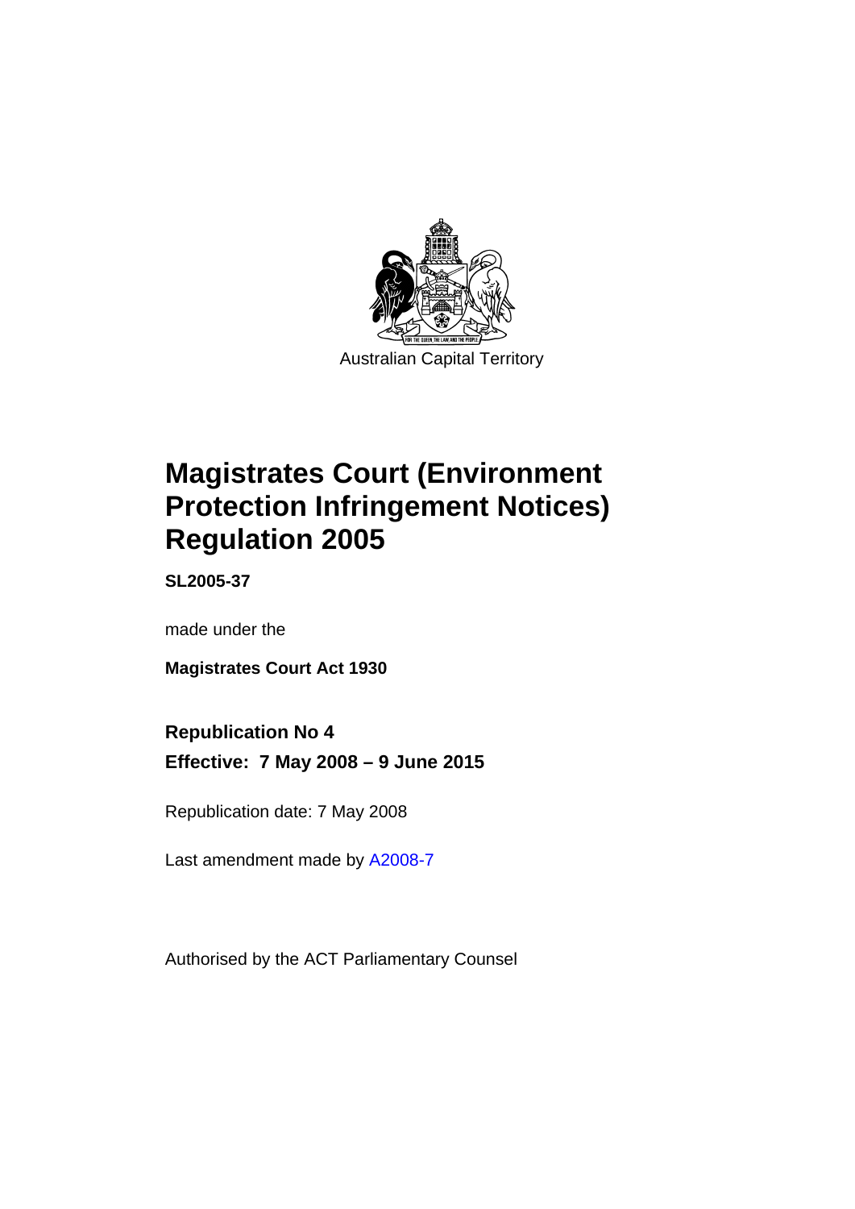Australian Capital Territory

# Magistrates Court (Environment Protection Infringement Notices) Regulation 2005

**SL2005-37**

made under the

**Magistrates Court Act 1930**

**Republication No 4**

**Effective: 7 May 2008 – 9 June 2015**

Republication date: 7 May 2008

Last amendment made by A2008-7

Authorised by the ACT Parliamentary Counsel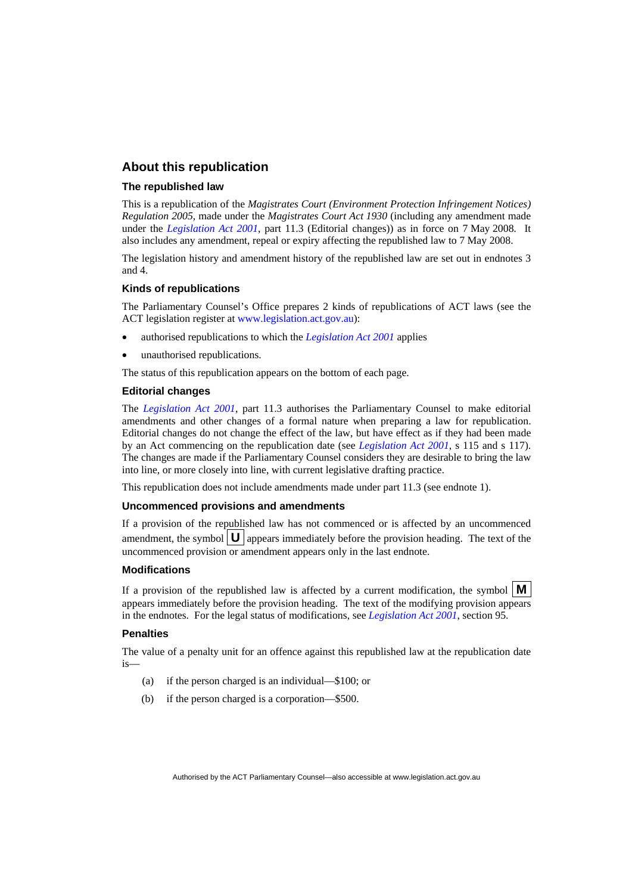## About this republication

### The republished law

This is a republication of the *Magistrates Court (Environment Protection Infringement Notices) Regulation 2005*, made under the *Magistrates Court Act 1930* (including any amendment made under the *Legislation Act 2001*, part 11.3 (Editorial changes)) as in force on 7 May 2008. It also includes any amendment, repeal or expiry affecting the republished law to 7 May 2008.

The legislation history and amendment history of the republished law are set out in endnotes 3 and 4.

### Kinds of republications

The Parliamentary Counsel's Office prepares 2 kinds of republications of ACT laws (see the ACT legislation register at www.legislation.act.gov.au):

- authorised republications to which the *Legislation Act 2001* applies
- unauthorised republications.

The status of this republication appears on the bottom of each page.

### Editorial changes

The *Legislation Act 2001*, part 11.3 authorises the Parliamentary Counsel to make editorial amendments and other changes of a formal nature when preparing a law for republication. Editorial changes do not change the effect of the law, but have effect as if they had been made by an Act commencing on the republication date (see *Legislation Act 2001*, s 115 and s 117). The changes are made if the Parliamentary Counsel considers they are desirable to bring the law into line, or more closely into line, with current legislative drafting practice.

This republication does not include amendments made under part 11.3 (see endnote 1).

### Uncommenced provisions and amendments

If a provision of the republished law has not commenced or is affected by an uncommenced amendment, the symbol **U** appears immediately before the provision heading. The text of the uncommenced provision or amendment appears only in the last endnote.

### Modifications

If a provision of the republished law is affected by a current modification, the symbol **M** appears immediately before the provision heading. The text of the modifying provision appears in the endnotes. For the legal status of modifications, see *Legislation Act 2001*, section 95.

### Penalties

The value of a penalty unit for an offence against this republished law at the republication date is—

(a) if the person charged is an individual—$100; or

(b) if the person charged is a corporation—$500.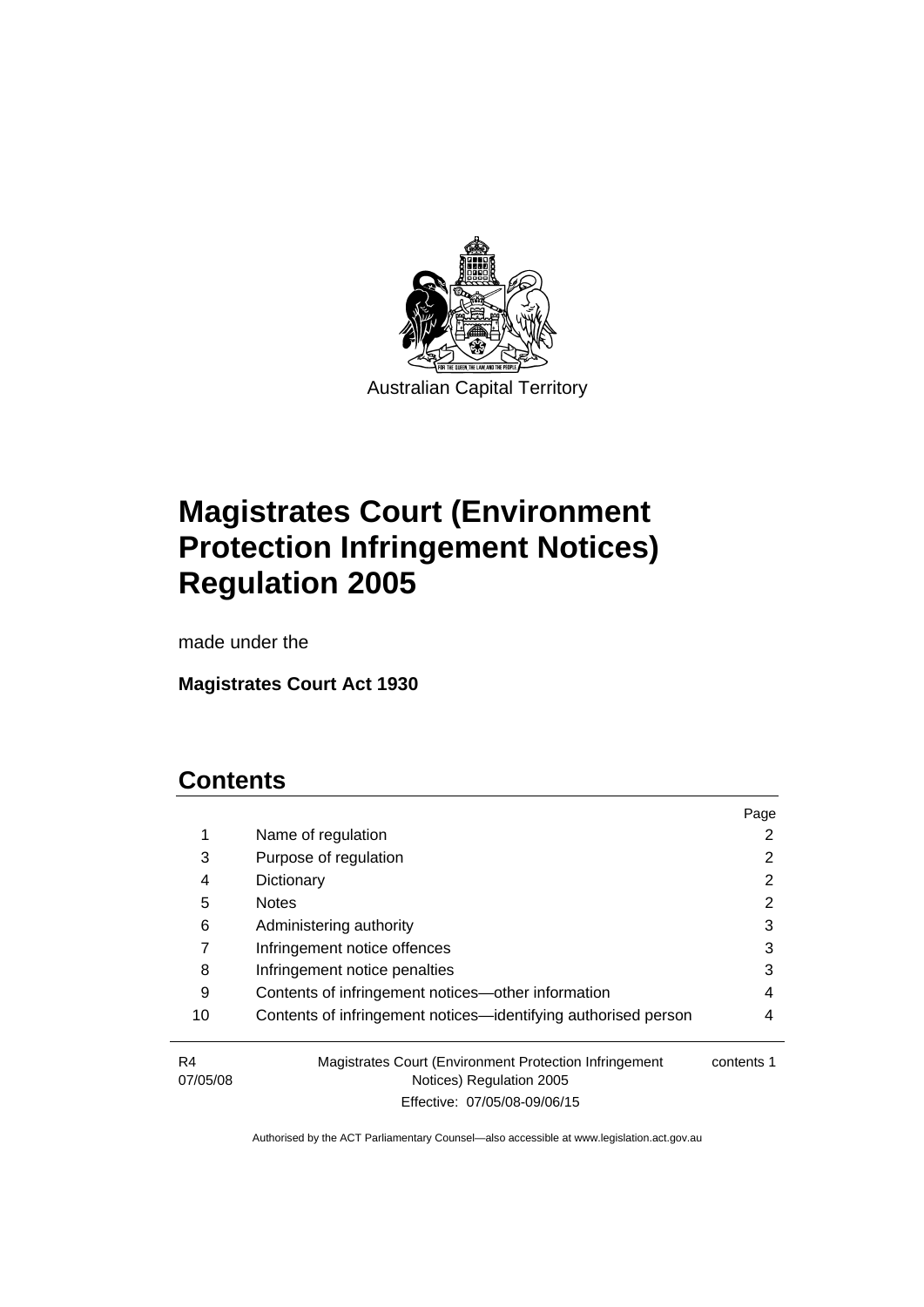Australian Capital Territory

# Magistrates Court (Environment Protection Infringement Notices) Regulation 2005

made under the

**Magistrates Court Act 1930**

## Contents

| | | Page |
|---|---|---|
| 1 | Name of regulation | 2 |
| 3 | Purpose of regulation | 2 |
| 4 | Dictionary | 2 |
| 5 | Notes | 2 |
| 6 | Administering authority | 3 |
| 7 | Infringement notice offences | 3 |
| 8 | Infringement notice penalties | 3 |
| 9 | Contents of infringement notices—other information | 4 |
| 10 | Contents of infringement notices—identifying authorised person | 4 |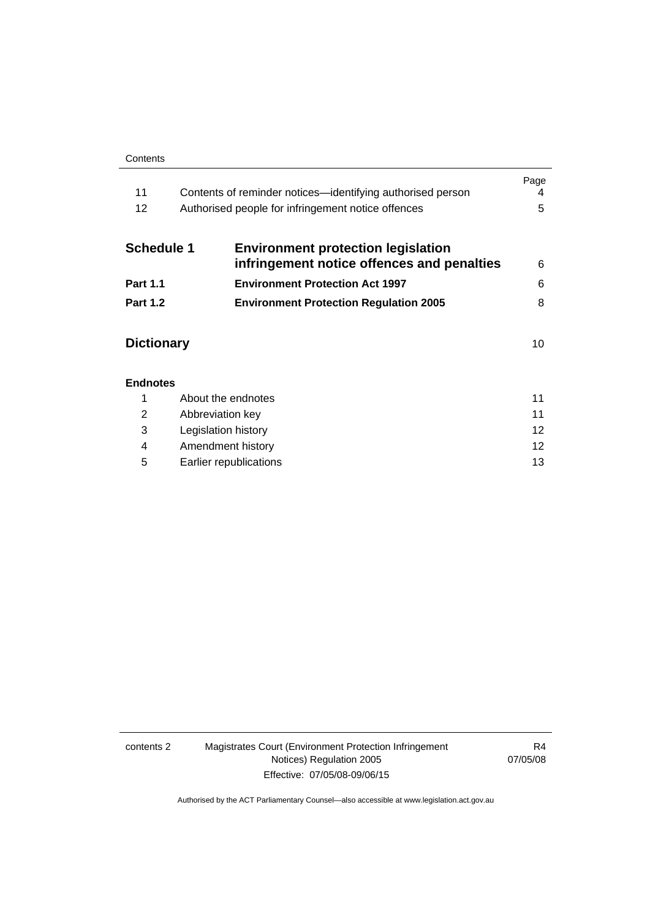| | | Page |
|---|---|---|
| 11 | Contents of reminder notices—identifying authorised person | 4 |
| 12 | Authorised people for infringement notice offences | 5 |

| | | |
|---|---|---|
| **Schedule 1** | **Environment protection legislation infringement notice offences and penalties** | 6 |
| **Part 1.1** | **Environment Protection Act 1997** | 6 |
| **Part 1.2** | **Environment Protection Regulation 2005** | 8 |

| | |
|---|---|
| **Dictionary** | 10 |

**Endnotes**

| | | |
|---|---|---|
| 1 | About the endnotes | 11 |
| 2 | Abbreviation key | 11 |
| 3 | Legislation history | 12 |
| 4 | Amendment history | 12 |
| 5 | Earlier republications | 13 |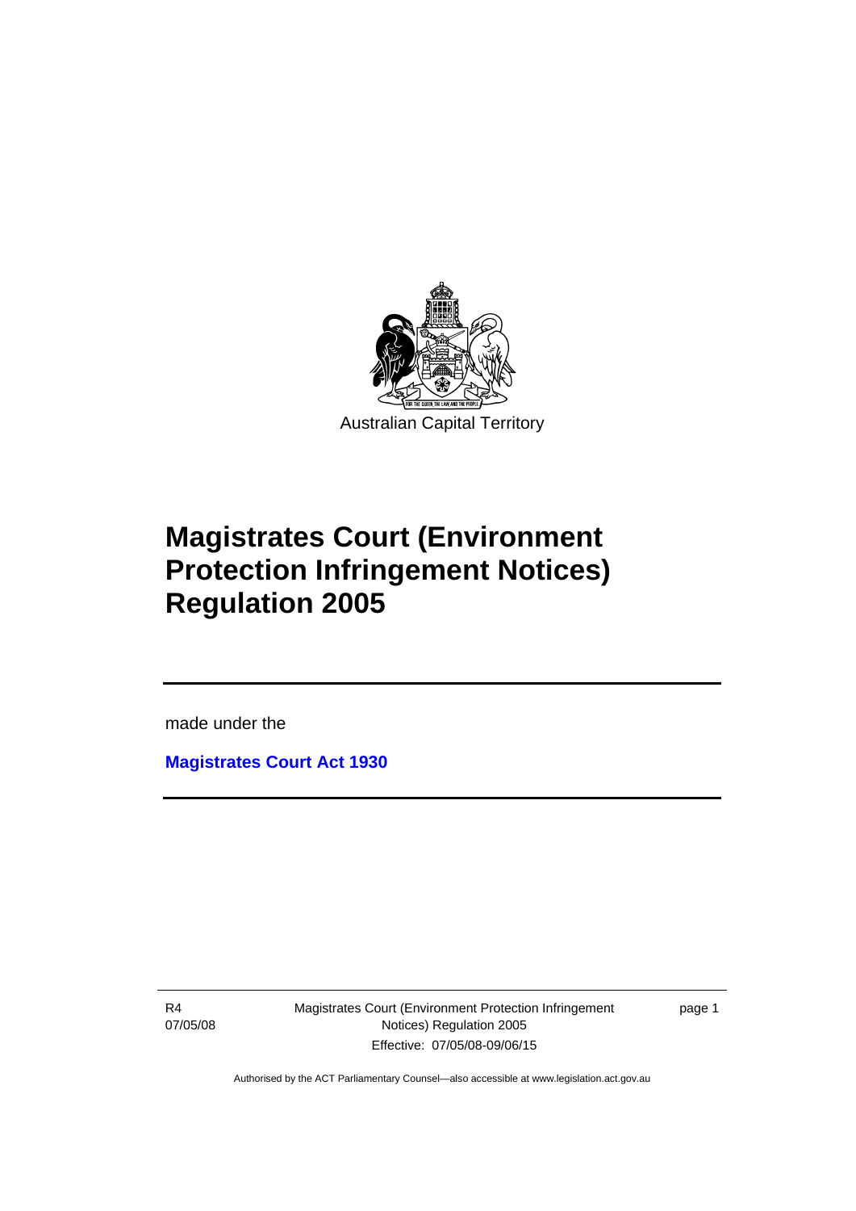Australian Capital Territory

# Magistrates Court (Environment Protection Infringement Notices) Regulation 2005

made under the

**Magistrates Court Act 1930**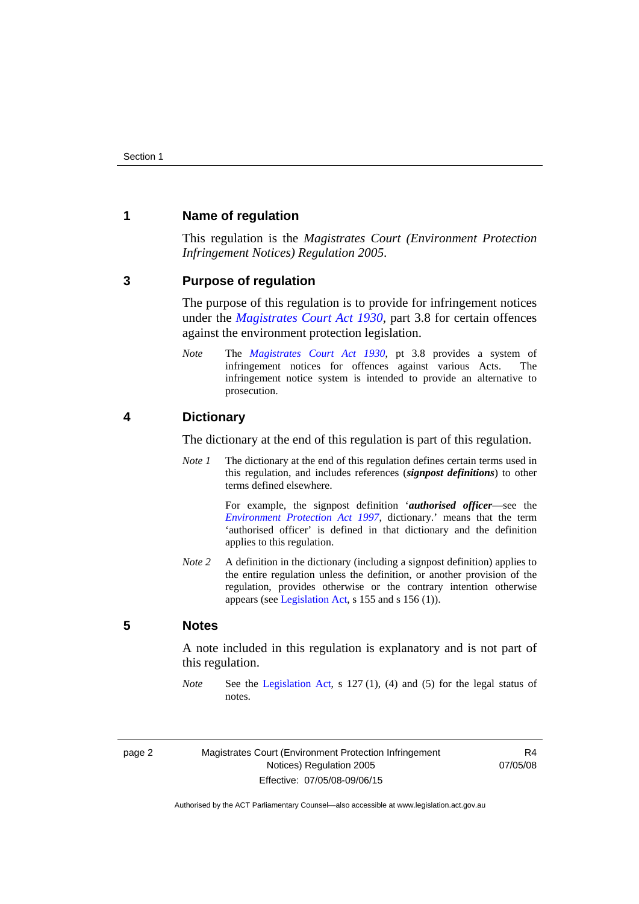## 1 Name of regulation

This regulation is the *Magistrates Court (Environment Protection Infringement Notices) Regulation 2005*.

## 3 Purpose of regulation

The purpose of this regulation is to provide for infringement notices under the *Magistrates Court Act 1930*, part 3.8 for certain offences against the environment protection legislation.

*Note* The *Magistrates Court Act 1930*, pt 3.8 provides a system of infringement notices for offences against various Acts. The infringement notice system is intended to provide an alternative to prosecution.

## 4 Dictionary

The dictionary at the end of this regulation is part of this regulation.

*Note 1* The dictionary at the end of this regulation defines certain terms used in this regulation, and includes references (***signpost definitions***) to other terms defined elsewhere.

For example, the signpost definition '***authorised officer***—see the *Environment Protection Act 1997*, dictionary.' means that the term 'authorised officer' is defined in that dictionary and the definition applies to this regulation.

*Note 2* A definition in the dictionary (including a signpost definition) applies to the entire regulation unless the definition, or another provision of the regulation, provides otherwise or the contrary intention otherwise appears (see Legislation Act, s 155 and s 156 (1)).

## 5 Notes

A note included in this regulation is explanatory and is not part of this regulation.

*Note* See the Legislation Act, s 127 (1), (4) and (5) for the legal status of notes.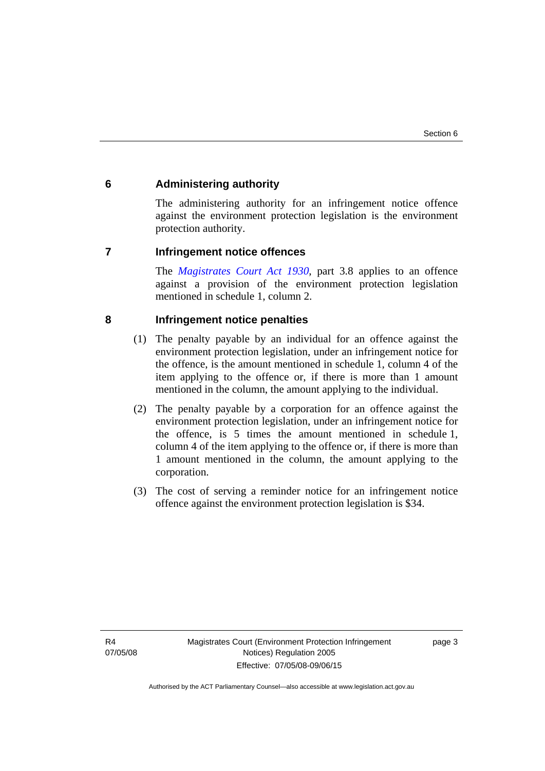## 6 Administering authority

The administering authority for an infringement notice offence against the environment protection legislation is the environment protection authority.

## 7 Infringement notice offences

The *Magistrates Court Act 1930*, part 3.8 applies to an offence against a provision of the environment protection legislation mentioned in schedule 1, column 2.

## 8 Infringement notice penalties

(1) The penalty payable by an individual for an offence against the environment protection legislation, under an infringement notice for the offence, is the amount mentioned in schedule 1, column 4 of the item applying to the offence or, if there is more than 1 amount mentioned in the column, the amount applying to the individual.

(2) The penalty payable by a corporation for an offence against the environment protection legislation, under an infringement notice for the offence, is 5 times the amount mentioned in schedule 1, column 4 of the item applying to the offence or, if there is more than 1 amount mentioned in the column, the amount applying to the corporation.

(3) The cost of serving a reminder notice for an infringement notice offence against the environment protection legislation is $34.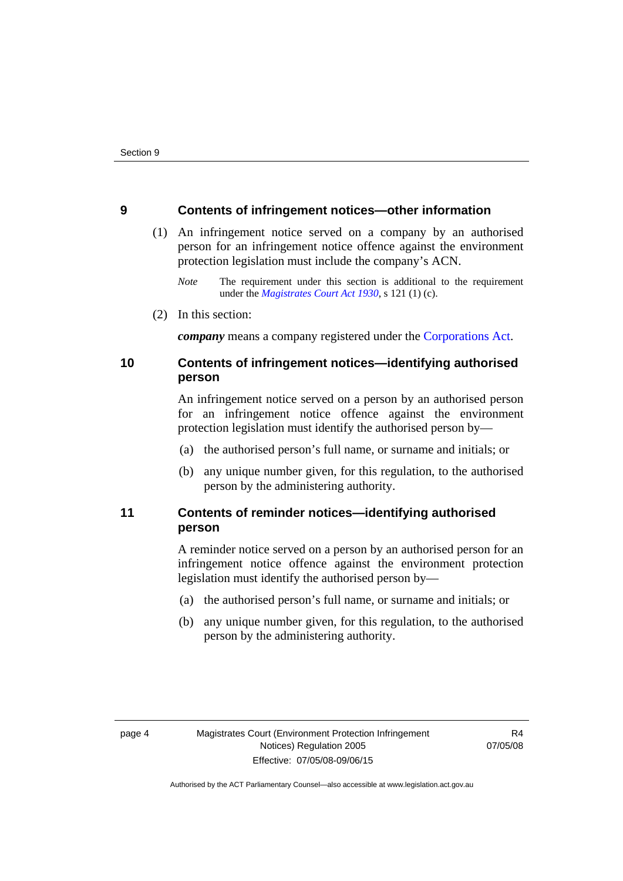## 9 Contents of infringement notices—other information

(1) An infringement notice served on a company by an authorised person for an infringement notice offence against the environment protection legislation must include the company's ACN.

*Note* The requirement under this section is additional to the requirement under the *Magistrates Court Act 1930*, s 121 (1) (c).

(2) In this section:

***company*** means a company registered under the Corporations Act.

## 10 Contents of infringement notices—identifying authorised person

An infringement notice served on a person by an authorised person for an infringement notice offence against the environment protection legislation must identify the authorised person by—

(a) the authorised person's full name, or surname and initials; or

(b) any unique number given, for this regulation, to the authorised person by the administering authority.

## 11 Contents of reminder notices—identifying authorised person

A reminder notice served on a person by an authorised person for an infringement notice offence against the environment protection legislation must identify the authorised person by—

(a) the authorised person's full name, or surname and initials; or

(b) any unique number given, for this regulation, to the authorised person by the administering authority.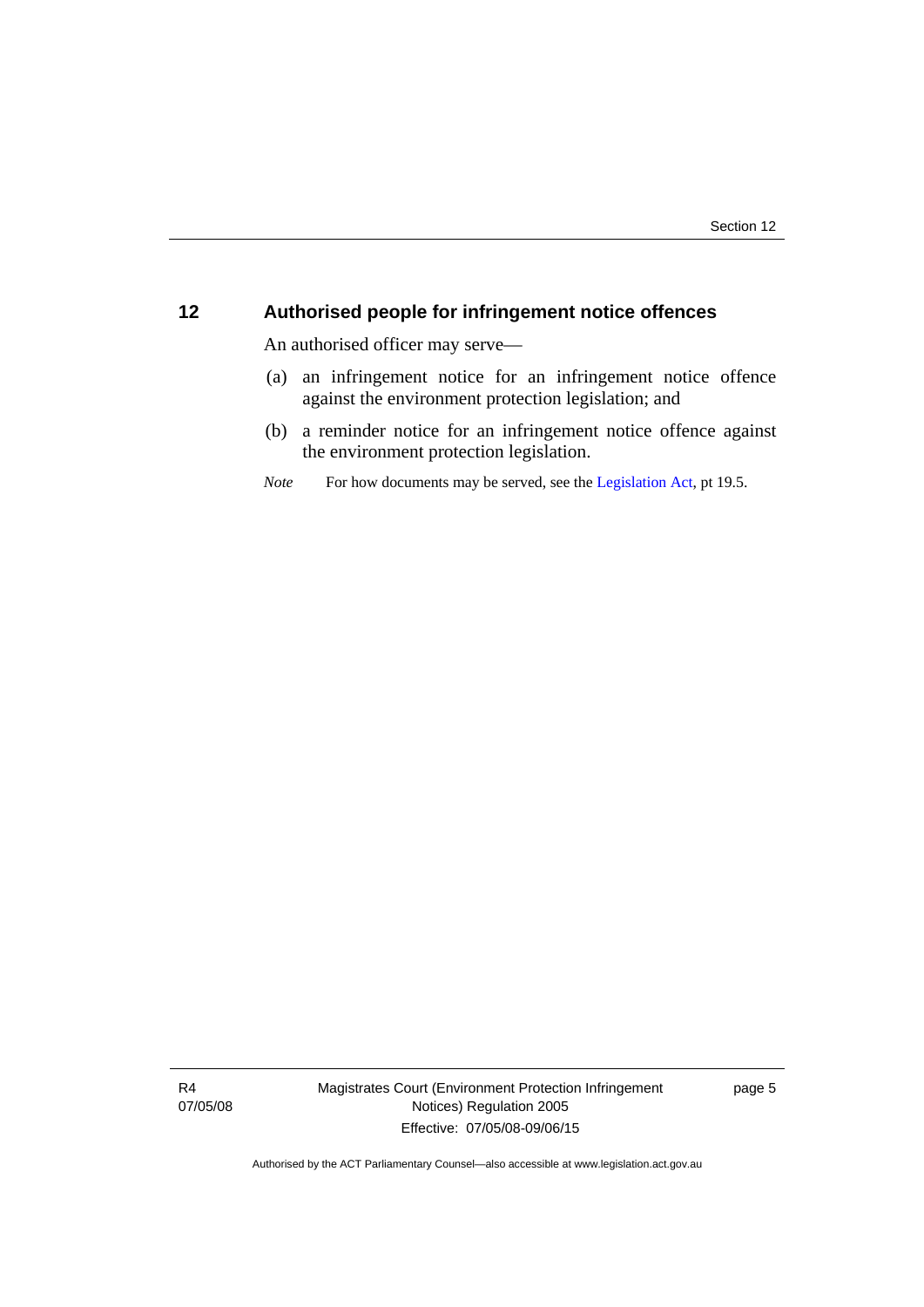## 12 Authorised people for infringement notice offences

An authorised officer may serve—

(a) an infringement notice for an infringement notice offence against the environment protection legislation; and

(b) a reminder notice for an infringement notice offence against the environment protection legislation.

*Note* For how documents may be served, see the Legislation Act, pt 19.5.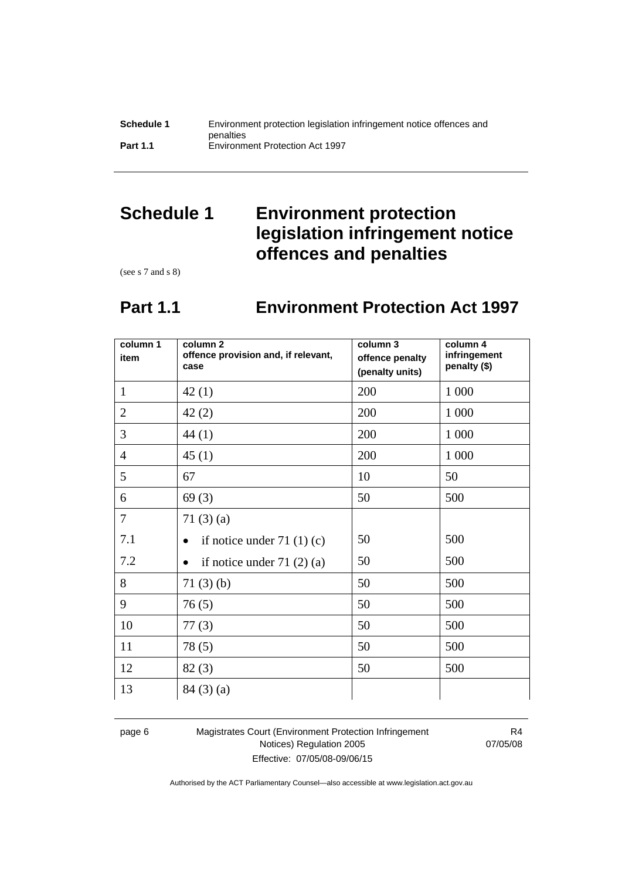# Schedule 1 Environment protection legislation infringement notice offences and penalties

(see s 7 and s 8)

## Part 1.1 Environment Protection Act 1997

| column 1 item | column 2 offence provision and, if relevant, case | column 3 offence penalty (penalty units) | column 4 infringement penalty ($) |
|---|---|---|---|
| 1 | 42 (1) | 200 | 1 000 |
| 2 | 42 (2) | 200 | 1 000 |
| 3 | 44 (1) | 200 | 1 000 |
| 4 | 45 (1) | 200 | 1 000 |
| 5 | 67 | 10 | 50 |
| 6 | 69 (3) | 50 | 500 |
| 7 | 71 (3) (a) | | |
| 7.1 | • if notice under 71 (1) (c) | 50 | 500 |
| 7.2 | • if notice under 71 (2) (a) | 50 | 500 |
| 8 | 71 (3) (b) | 50 | 500 |
| 9 | 76 (5) | 50 | 500 |
| 10 | 77 (3) | 50 | 500 |
| 11 | 78 (5) | 50 | 500 |
| 12 | 82 (3) | 50 | 500 |
| 13 | 84 (3) (a) | | |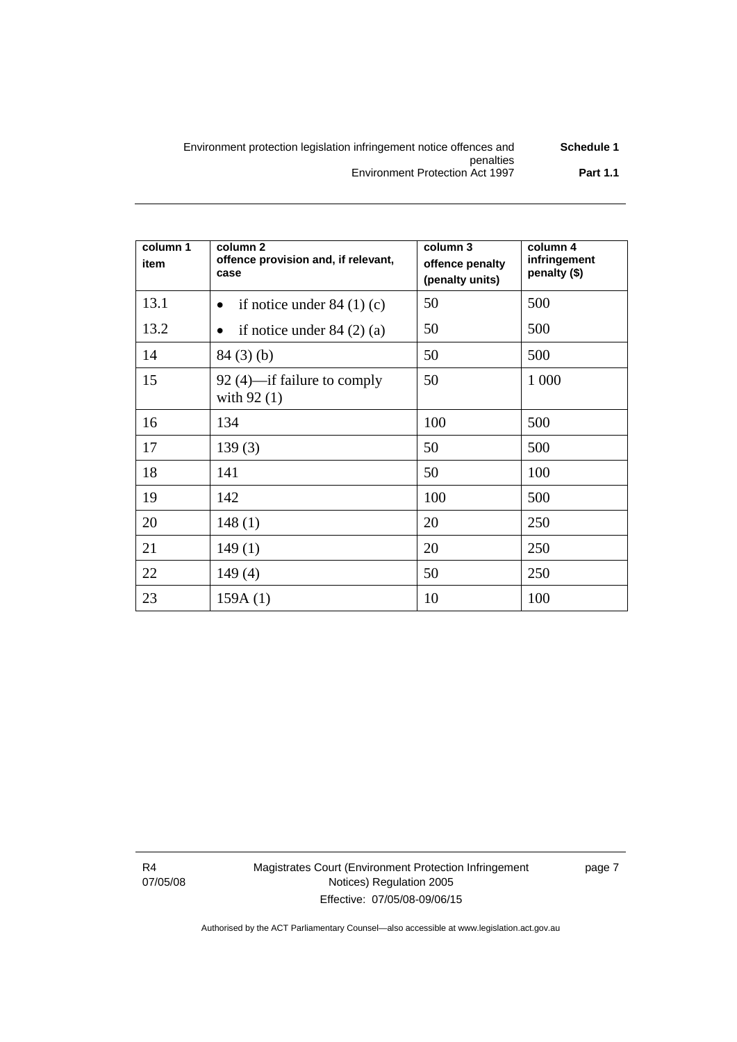| column 1 item | column 2 offence provision and, if relevant, case | column 3 offence penalty (penalty units) | column 4 infringement penalty ($) |
|---|---|---|---|
| 13.1 | • if notice under 84 (1) (c) | 50 | 500 |
| 13.2 | • if notice under 84 (2) (a) | 50 | 500 |
| 14 | 84 (3) (b) | 50 | 500 |
| 15 | 92 (4)—if failure to comply with 92 (1) | 50 | 1 000 |
| 16 | 134 | 100 | 500 |
| 17 | 139 (3) | 50 | 500 |
| 18 | 141 | 50 | 100 |
| 19 | 142 | 100 | 500 |
| 20 | 148 (1) | 20 | 250 |
| 21 | 149 (1) | 20 | 250 |
| 22 | 149 (4) | 50 | 250 |
| 23 | 159A (1) | 10 | 100 |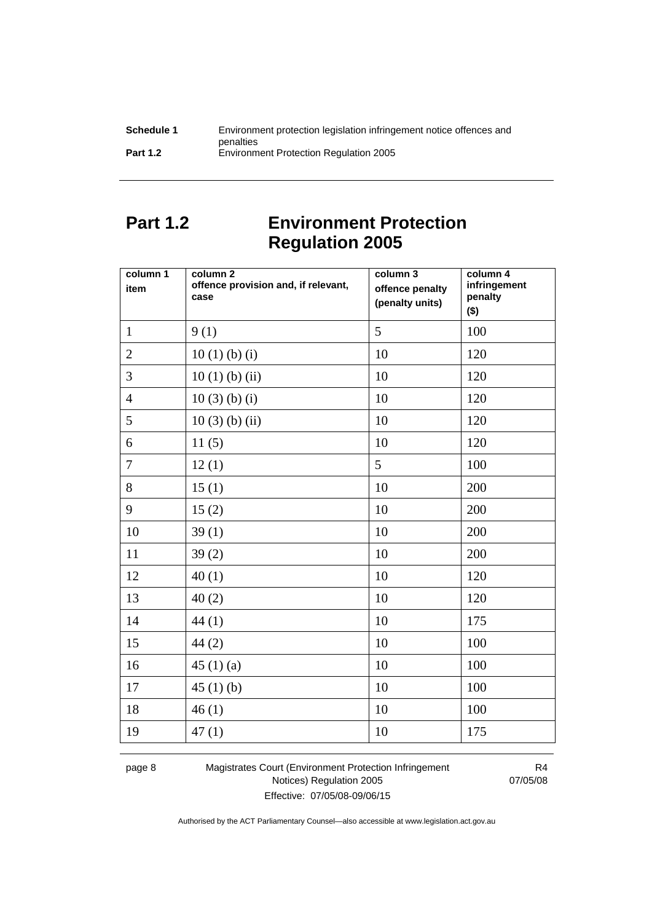## Part 1.2 Environment Protection Regulation 2005

| column 1<br>item | column 2<br>offence provision and, if relevant, case | column 3<br>offence penalty (penalty units) | column 4<br>infringement penalty ($) |
|---|---|---|---|
| 1 | 9 (1) | 5 | 100 |
| 2 | 10 (1) (b) (i) | 10 | 120 |
| 3 | 10 (1) (b) (ii) | 10 | 120 |
| 4 | 10 (3) (b) (i) | 10 | 120 |
| 5 | 10 (3) (b) (ii) | 10 | 120 |
| 6 | 11 (5) | 10 | 120 |
| 7 | 12 (1) | 5 | 100 |
| 8 | 15 (1) | 10 | 200 |
| 9 | 15 (2) | 10 | 200 |
| 10 | 39 (1) | 10 | 200 |
| 11 | 39 (2) | 10 | 200 |
| 12 | 40 (1) | 10 | 120 |
| 13 | 40 (2) | 10 | 120 |
| 14 | 44 (1) | 10 | 175 |
| 15 | 44 (2) | 10 | 100 |
| 16 | 45 (1) (a) | 10 | 100 |
| 17 | 45 (1) (b) | 10 | 100 |
| 18 | 46 (1) | 10 | 100 |
| 19 | 47 (1) | 10 | 175 |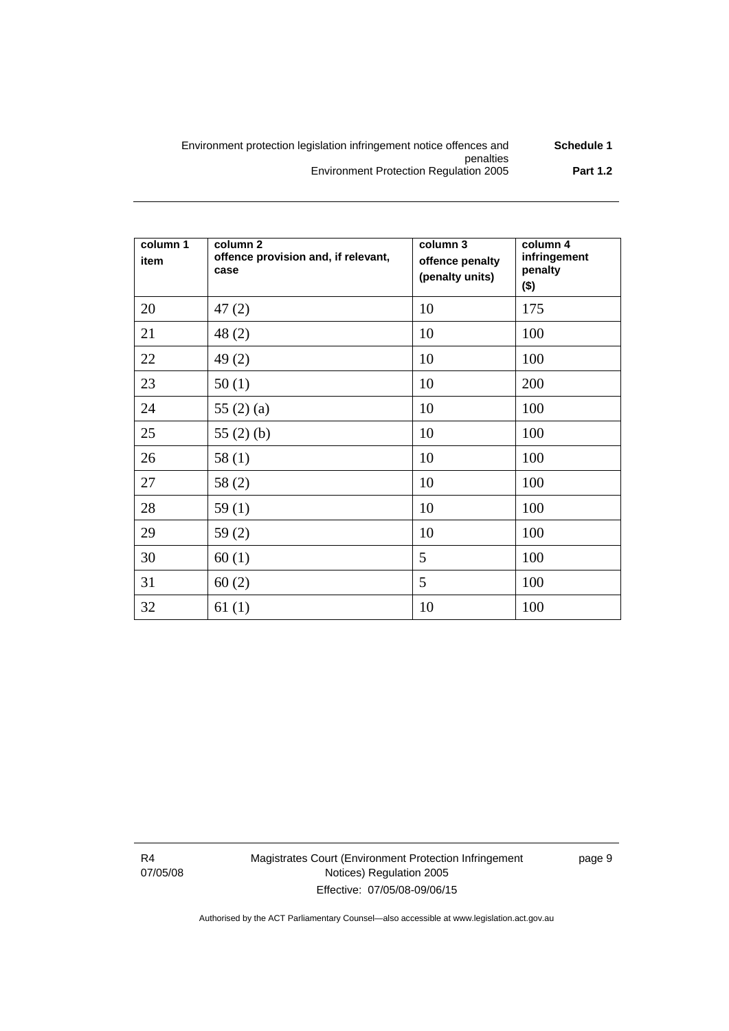| column 1 item | column 2 offence provision and, if relevant, case | column 3 offence penalty (penalty units) | column 4 infringement penalty ($) |
|---|---|---|---|
| 20 | 47 (2) | 10 | 175 |
| 21 | 48 (2) | 10 | 100 |
| 22 | 49 (2) | 10 | 100 |
| 23 | 50 (1) | 10 | 200 |
| 24 | 55 (2) (a) | 10 | 100 |
| 25 | 55 (2) (b) | 10 | 100 |
| 26 | 58 (1) | 10 | 100 |
| 27 | 58 (2) | 10 | 100 |
| 28 | 59 (1) | 10 | 100 |
| 29 | 59 (2) | 10 | 100 |
| 30 | 60 (1) | 5 | 100 |
| 31 | 60 (2) | 5 | 100 |
| 32 | 61 (1) | 10 | 100 |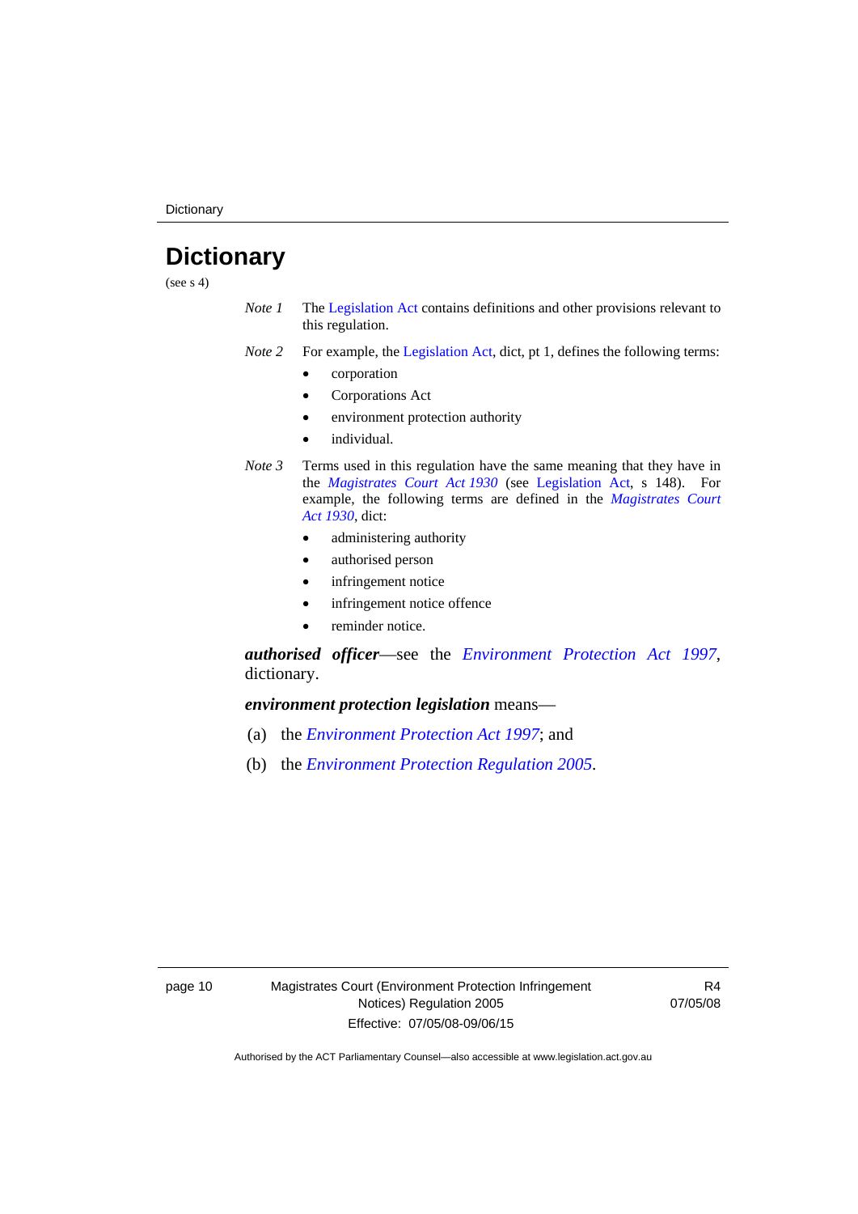# Dictionary

(see s 4)

*Note 1* The Legislation Act contains definitions and other provisions relevant to this regulation.

*Note 2* For example, the Legislation Act, dict, pt 1, defines the following terms:

- corporation
- Corporations Act
- environment protection authority
- individual.

*Note 3* Terms used in this regulation have the same meaning that they have in the *Magistrates Court Act 1930* (see Legislation Act, s 148). For example, the following terms are defined in the *Magistrates Court Act 1930*, dict:

- administering authority
- authorised person
- infringement notice
- infringement notice offence
- reminder notice.

***authorised officer***—see the *Environment Protection Act 1997*, dictionary.

***environment protection legislation*** means—

(a) the *Environment Protection Act 1997*; and

(b) the *Environment Protection Regulation 2005*.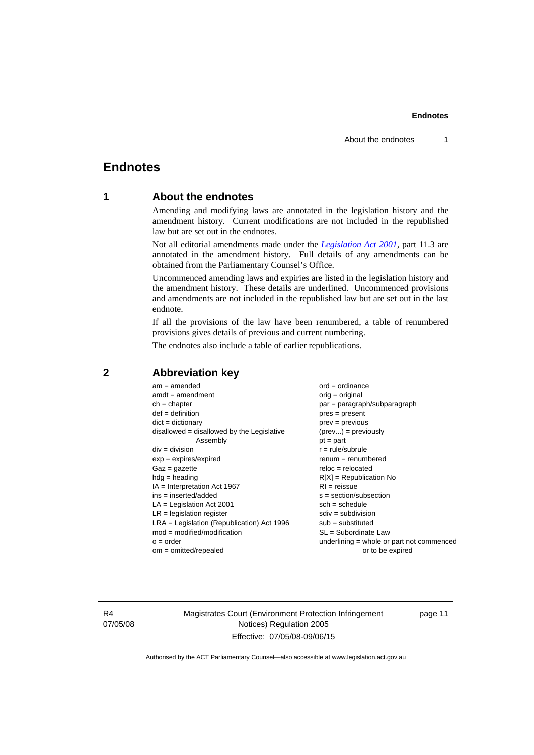# Endnotes

## 1 About the endnotes

Amending and modifying laws are annotated in the legislation history and the amendment history. Current modifications are not included in the republished law but are set out in the endnotes.

Not all editorial amendments made under the *Legislation Act 2001*, part 11.3 are annotated in the amendment history. Full details of any amendments can be obtained from the Parliamentary Counsel's Office.

Uncommenced amending laws and expiries are listed in the legislation history and the amendment history. These details are underlined. Uncommenced provisions and amendments are not included in the republished law but are set out in the last endnote.

If all the provisions of the law have been renumbered, a table of renumbered provisions gives details of previous and current numbering.

The endnotes also include a table of earlier republications.

## 2 Abbreviation key

am = amended
amdt = amendment
ch = chapter
def = definition
dict = dictionary
disallowed = disallowed by the Legislative Assembly
div = division
exp = expires/expired
Gaz = gazette
hdg = heading
IA = Interpretation Act 1967
ins = inserted/added
LA = Legislation Act 2001
LR = legislation register
LRA = Legislation (Republication) Act 1996
mod = modified/modification
o = order
om = omitted/repealed
ord = ordinance
orig = original
par = paragraph/subparagraph
pres = present
prev = previous
(prev...) = previously
pt = part
r = rule/subrule
renum = renumbered
reloc = relocated
R[X] = Republication No
RI = reissue
s = section/subsection
sch = schedule
sdiv = subdivision
sub = substituted
SL = Subordinate Law
underlining = whole or part not commenced or to be expired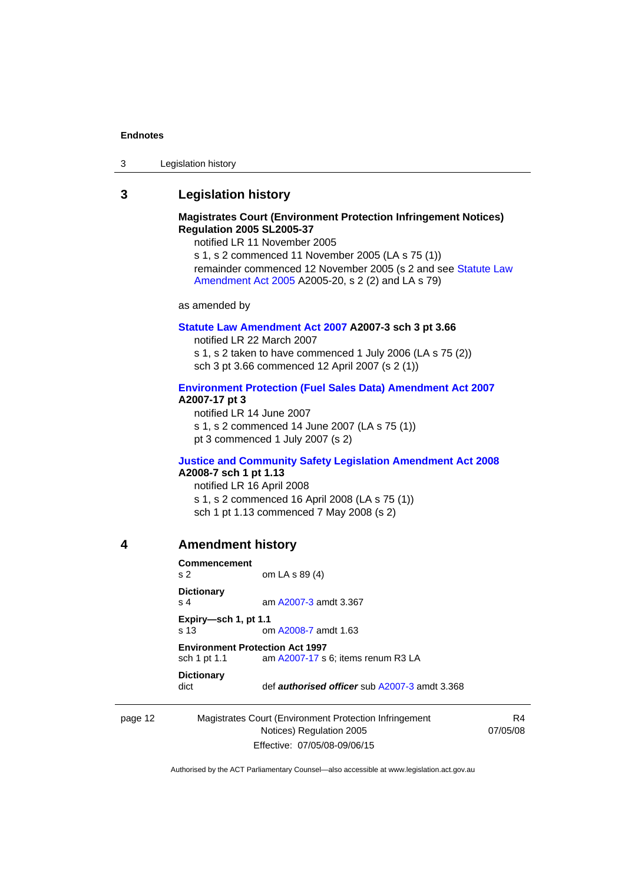## 3 Legislation history

**Magistrates Court (Environment Protection Infringement Notices) Regulation 2005 SL2005-37**

notified LR 11 November 2005

s 1, s 2 commenced 11 November 2005 (LA s 75 (1))

remainder commenced 12 November 2005 (s 2 and see Statute Law Amendment Act 2005 A2005-20, s 2 (2) and LA s 79)

as amended by

**Statute Law Amendment Act 2007 A2007-3 sch 3 pt 3.66**

notified LR 22 March 2007

s 1, s 2 taken to have commenced 1 July 2006 (LA s 75 (2))

sch 3 pt 3.66 commenced 12 April 2007 (s 2 (1))

**Environment Protection (Fuel Sales Data) Amendment Act 2007 A2007-17 pt 3**

notified LR 14 June 2007

s 1, s 2 commenced 14 June 2007 (LA s 75 (1))

pt 3 commenced 1 July 2007 (s 2)

**Justice and Community Safety Legislation Amendment Act 2008 A2008-7 sch 1 pt 1.13**

notified LR 16 April 2008

s 1, s 2 commenced 16 April 2008 (LA s 75 (1))

sch 1 pt 1.13 commenced 7 May 2008 (s 2)

## 4 Amendment history

**Commencement**
s 2 om LA s 89 (4)

**Dictionary**
s 4 am A2007-3 amdt 3.367

**Expiry—sch 1, pt 1.1**
s 13 om A2008-7 amdt 1.63

**Environment Protection Act 1997**
sch 1 pt 1.1 am A2007-17 s 6; items renum R3 LA

**Dictionary**
dict def ***authorised officer*** sub A2007-3 amdt 3.368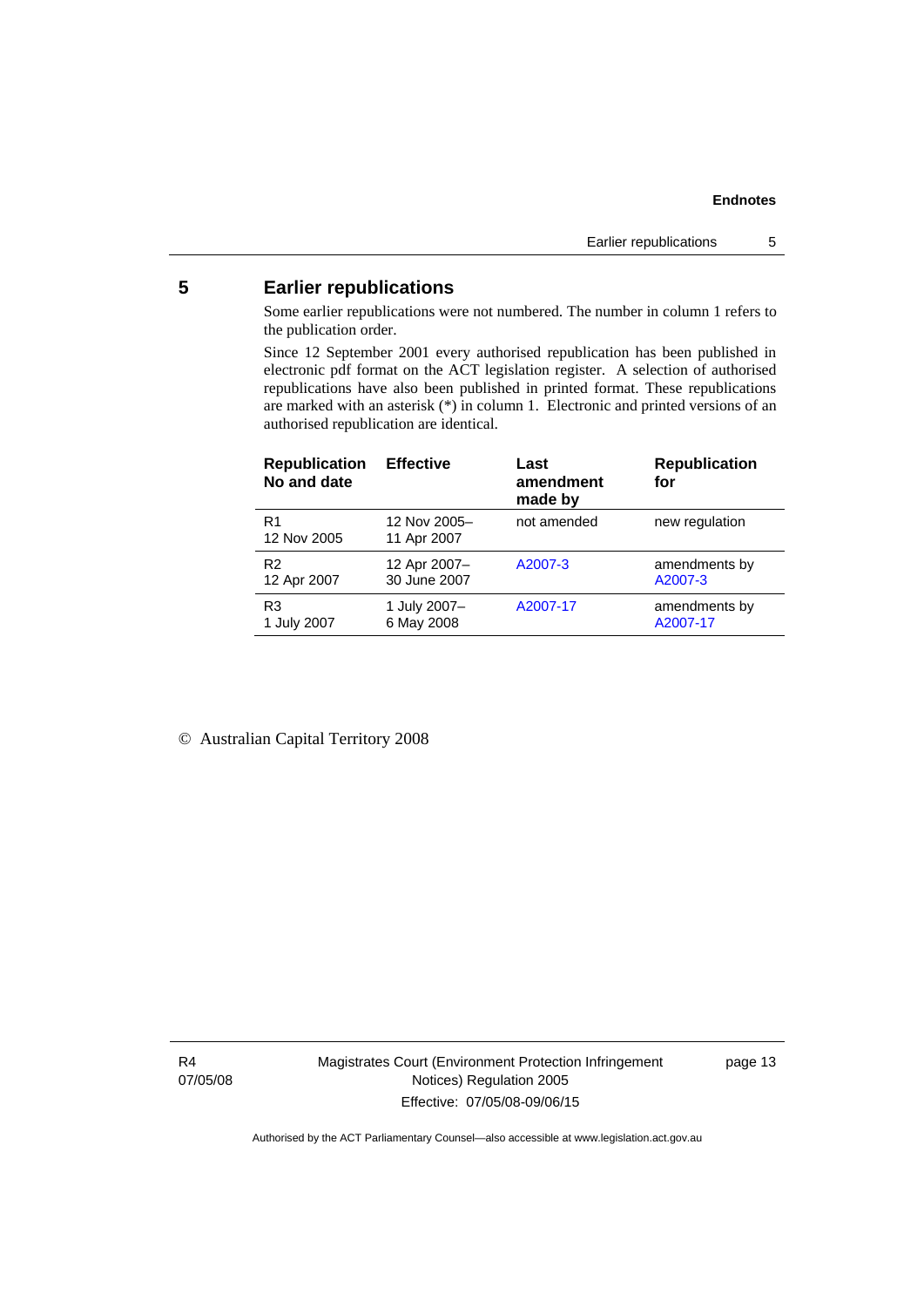## 5 Earlier republications

Some earlier republications were not numbered. The number in column 1 refers to the publication order.

Since 12 September 2001 every authorised republication has been published in electronic pdf format on the ACT legislation register. A selection of authorised republications have also been published in printed format. These republications are marked with an asterisk (*) in column 1. Electronic and printed versions of an authorised republication are identical.

| Republication No and date | Effective | Last amendment made by | Republication for |
|---|---|---|---|
| R1<br>12 Nov 2005 | 12 Nov 2005–<br>11 Apr 2007 | not amended | new regulation |
| R2<br>12 Apr 2007 | 12 Apr 2007–<br>30 June 2007 | A2007-3 | amendments by A2007-3 |
| R3<br>1 July 2007 | 1 July 2007–<br>6 May 2008 | A2007-17 | amendments by A2007-17 |

© Australian Capital Territory 2008